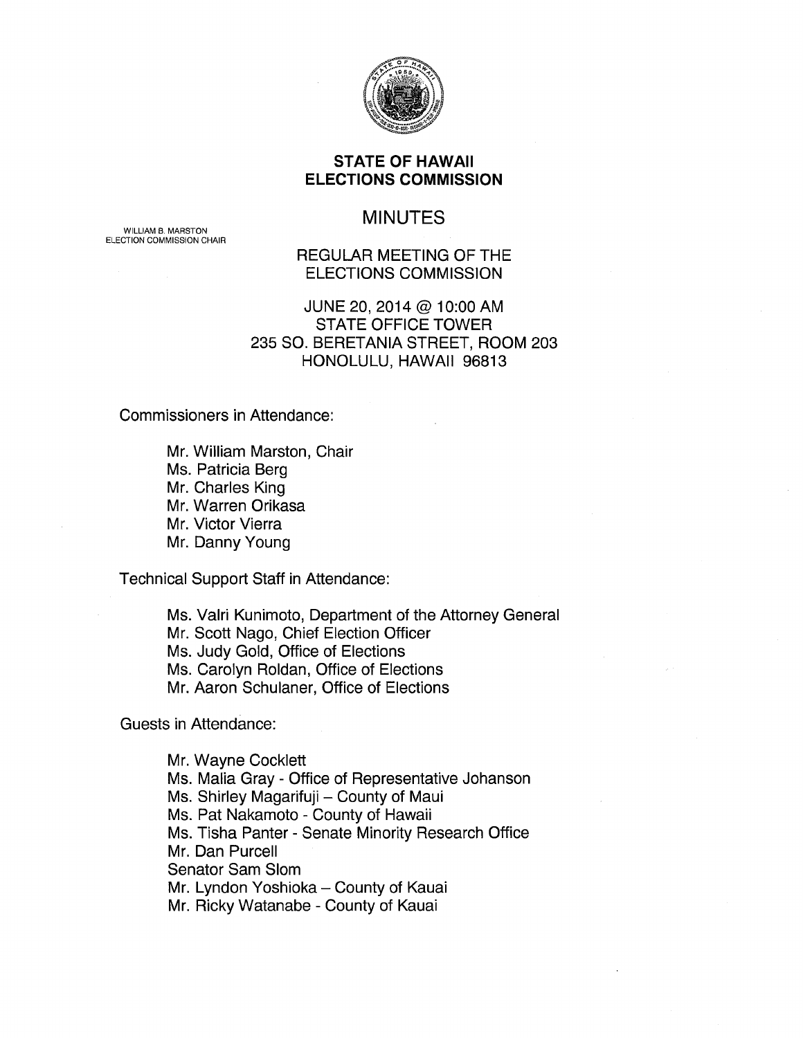# STATE OF HAWAII
# ELECTIONS COMMISSION

WILLIAM B. MARSTON
ELECTION COMMISSION CHAIR

## MINUTES

REGULAR MEETING OF THE ELECTIONS COMMISSION

JUNE 20, 2014 @ 10:00 AM
STATE OFFICE TOWER
235 SO. BERETANIA STREET, ROOM 203
HONOLULU, HAWAII 96813

Commissioners in Attendance:

- Mr. William Marston, Chair
- Ms. Patricia Berg
- Mr. Charles King
- Mr. Warren Orikasa
- Mr. Victor Vierra
- Mr. Danny Young

Technical Support Staff in Attendance:

- Ms. Valri Kunimoto, Department of the Attorney General
- Mr. Scott Nago, Chief Election Officer
- Ms. Judy Gold, Office of Elections
- Ms. Carolyn Roldan, Office of Elections
- Mr. Aaron Schulaner, Office of Elections

Guests in Attendance:

- Mr. Wayne Cocklett
- Ms. Malia Gray - Office of Representative Johanson
- Ms. Shirley Magarifuji – County of Maui
- Ms. Pat Nakamoto - County of Hawaii
- Ms. Tisha Panter - Senate Minority Research Office
- Mr. Dan Purcell
- Senator Sam Slom
- Mr. Lyndon Yoshioka – County of Kauai
- Mr. Ricky Watanabe - County of Kauai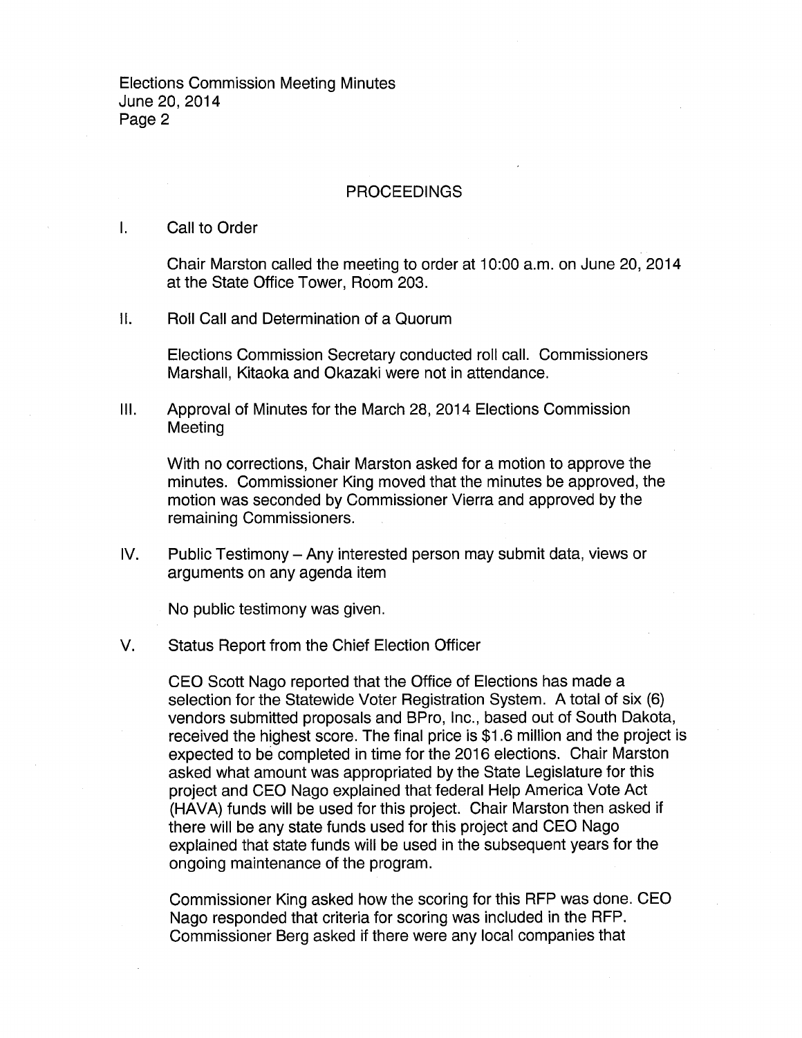## PROCEEDINGS

I. Call to Order

Chair Marston called the meeting to order at 10:00 a.m. on June 20, 2014 at the State Office Tower, Room 203.

II. Roll Call and Determination of a Quorum

Elections Commission Secretary conducted roll call. Commissioners Marshall, Kitaoka and Okazaki were not in attendance.

III. Approval of Minutes for the March 28, 2014 Elections Commission Meeting

With no corrections, Chair Marston asked for a motion to approve the minutes. Commissioner King moved that the minutes be approved, the motion was seconded by Commissioner Vierra and approved by the remaining Commissioners.

IV. Public Testimony – Any interested person may submit data, views or arguments on any agenda item

No public testimony was given.

V. Status Report from the Chief Election Officer

CEO Scott Nago reported that the Office of Elections has made a selection for the Statewide Voter Registration System. A total of six (6) vendors submitted proposals and BPro, Inc., based out of South Dakota, received the highest score. The final price is $1.6 million and the project is expected to be completed in time for the 2016 elections. Chair Marston asked what amount was appropriated by the State Legislature for this project and CEO Nago explained that federal Help America Vote Act (HAVA) funds will be used for this project. Chair Marston then asked if there will be any state funds used for this project and CEO Nago explained that state funds will be used in the subsequent years for the ongoing maintenance of the program.

Commissioner King asked how the scoring for this RFP was done. CEO Nago responded that criteria for scoring was included in the RFP. Commissioner Berg asked if there were any local companies that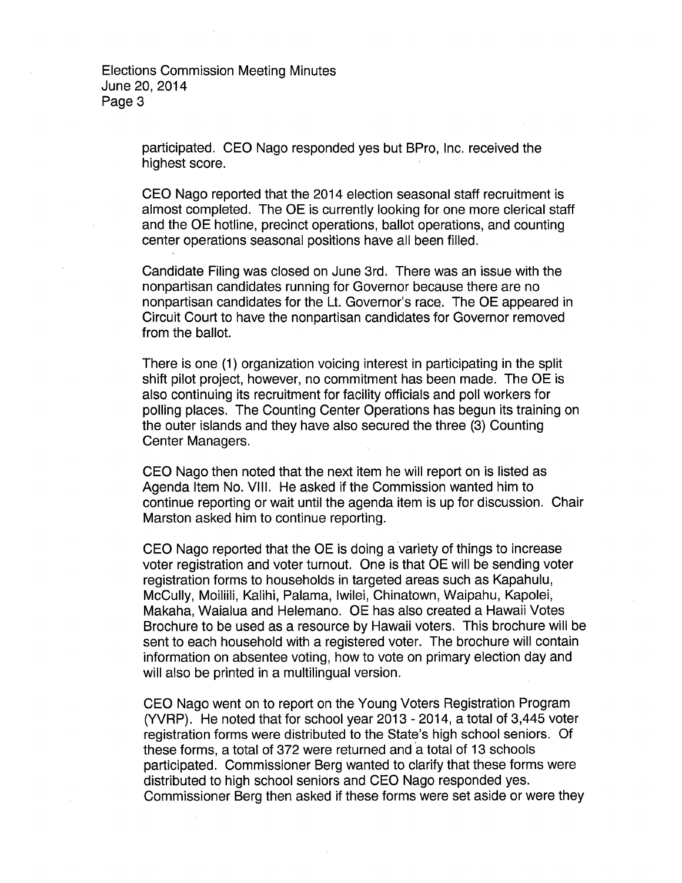participated. CEO Nago responded yes but BPro, Inc. received the highest score.

CEO Nago reported that the 2014 election seasonal staff recruitment is almost completed. The OE is currently looking for one more clerical staff and the OE hotline, precinct operations, ballot operations, and counting center operations seasonal positions have all been filled.

Candidate Filing was closed on June 3rd. There was an issue with the nonpartisan candidates running for Governor because there are no nonpartisan candidates for the Lt. Governor's race. The OE appeared in Circuit Court to have the nonpartisan candidates for Governor removed from the ballot.

There is one (1) organization voicing interest in participating in the split shift pilot project, however, no commitment has been made. The OE is also continuing its recruitment for facility officials and poll workers for polling places. The Counting Center Operations has begun its training on the outer islands and they have also secured the three (3) Counting Center Managers.

CEO Nago then noted that the next item he will report on is listed as Agenda Item No. VIII. He asked if the Commission wanted him to continue reporting or wait until the agenda item is up for discussion. Chair Marston asked him to continue reporting.

CEO Nago reported that the OE is doing a variety of things to increase voter registration and voter turnout. One is that OE will be sending voter registration forms to households in targeted areas such as Kapahulu, McCully, Moiliili, Kalihi, Palama, Iwilei, Chinatown, Waipahu, Kapolei, Makaha, Waialua and Helemano. OE has also created a Hawaii Votes Brochure to be used as a resource by Hawaii voters. This brochure will be sent to each household with a registered voter. The brochure will contain information on absentee voting, how to vote on primary election day and will also be printed in a multilingual version.

CEO Nago went on to report on the Young Voters Registration Program (YVRP). He noted that for school year 2013 - 2014, a total of 3,445 voter registration forms were distributed to the State's high school seniors. Of these forms, a total of 372 were returned and a total of 13 schools participated. Commissioner Berg wanted to clarify that these forms were distributed to high school seniors and CEO Nago responded yes. Commissioner Berg then asked if these forms were set aside or were they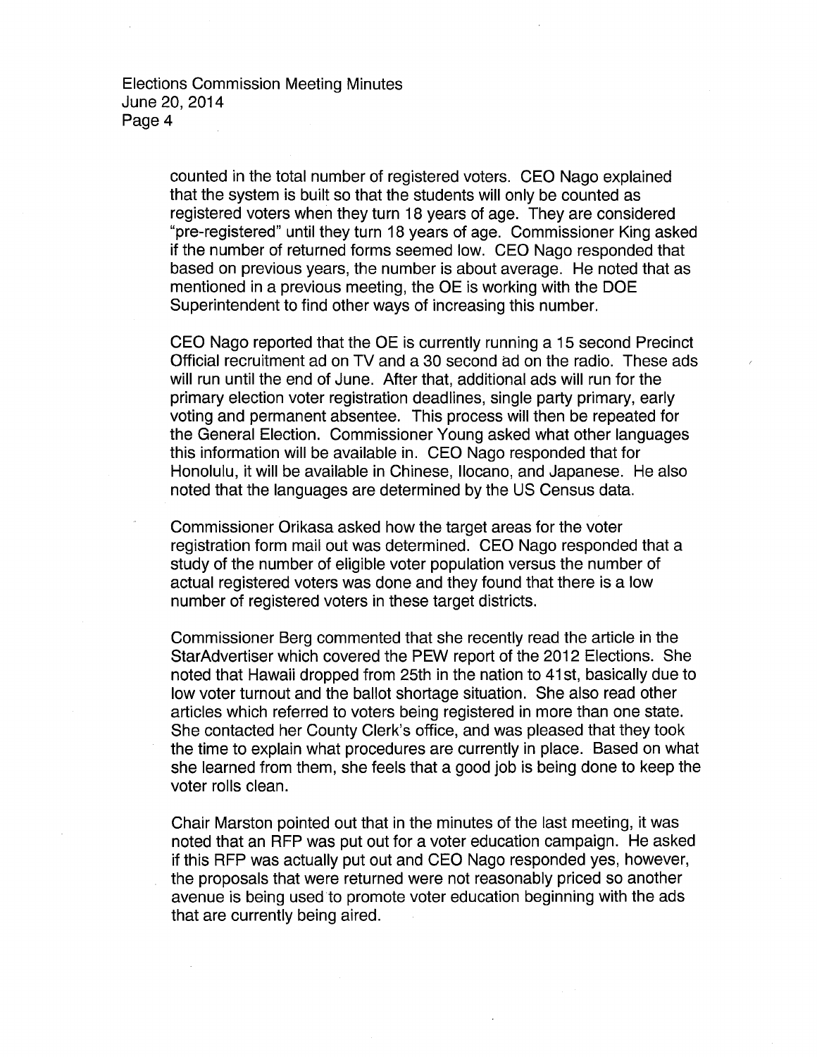counted in the total number of registered voters. CEO Nago explained that the system is built so that the students will only be counted as registered voters when they turn 18 years of age. They are considered "pre-registered" until they turn 18 years of age. Commissioner King asked if the number of returned forms seemed low. CEO Nago responded that based on previous years, the number is about average. He noted that as mentioned in a previous meeting, the OE is working with the DOE Superintendent to find other ways of increasing this number.

CEO Nago reported that the OE is currently running a 15 second Precinct Official recruitment ad on TV and a 30 second ad on the radio. These ads will run until the end of June. After that, additional ads will run for the primary election voter registration deadlines, single party primary, early voting and permanent absentee. This process will then be repeated for the General Election. Commissioner Young asked what other languages this information will be available in. CEO Nago responded that for Honolulu, it will be available in Chinese, Ilocano, and Japanese. He also noted that the languages are determined by the US Census data.

Commissioner Orikasa asked how the target areas for the voter registration form mail out was determined. CEO Nago responded that a study of the number of eligible voter population versus the number of actual registered voters was done and they found that there is a low number of registered voters in these target districts.

Commissioner Berg commented that she recently read the article in the StarAdvertiser which covered the PEW report of the 2012 Elections. She noted that Hawaii dropped from 25th in the nation to 41st, basically due to low voter turnout and the ballot shortage situation. She also read other articles which referred to voters being registered in more than one state. She contacted her County Clerk's office, and was pleased that they took the time to explain what procedures are currently in place. Based on what she learned from them, she feels that a good job is being done to keep the voter rolls clean.

Chair Marston pointed out that in the minutes of the last meeting, it was noted that an RFP was put out for a voter education campaign. He asked if this RFP was actually put out and CEO Nago responded yes, however, the proposals that were returned were not reasonably priced so another avenue is being used to promote voter education beginning with the ads that are currently being aired.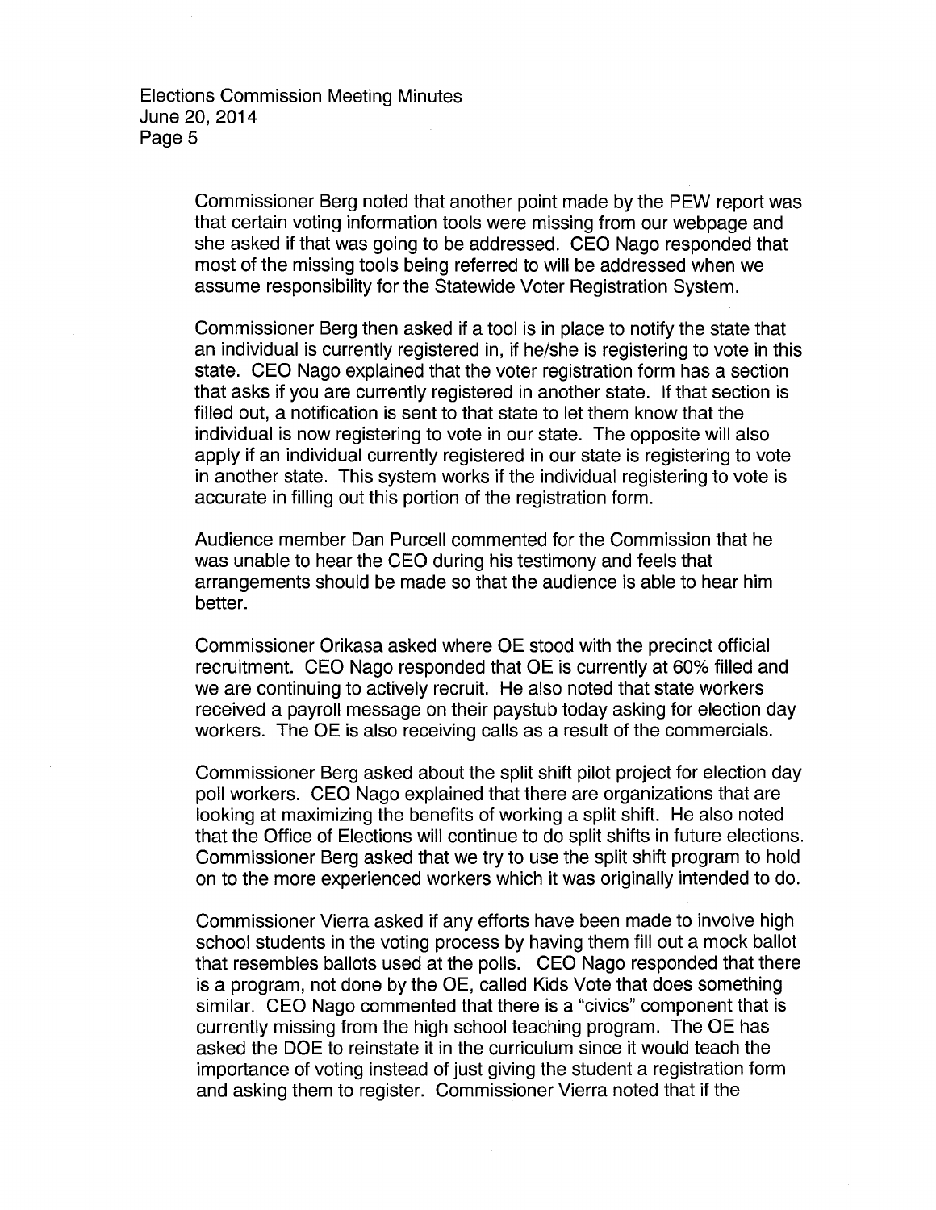Commissioner Berg noted that another point made by the PEW report was that certain voting information tools were missing from our webpage and she asked if that was going to be addressed. CEO Nago responded that most of the missing tools being referred to will be addressed when we assume responsibility for the Statewide Voter Registration System.

Commissioner Berg then asked if a tool is in place to notify the state that an individual is currently registered in, if he/she is registering to vote in this state. CEO Nago explained that the voter registration form has a section that asks if you are currently registered in another state. If that section is filled out, a notification is sent to that state to let them know that the individual is now registering to vote in our state. The opposite will also apply if an individual currently registered in our state is registering to vote in another state. This system works if the individual registering to vote is accurate in filling out this portion of the registration form.

Audience member Dan Purcell commented for the Commission that he was unable to hear the CEO during his testimony and feels that arrangements should be made so that the audience is able to hear him better.

Commissioner Orikasa asked where OE stood with the precinct official recruitment. CEO Nago responded that OE is currently at 60% filled and we are continuing to actively recruit. He also noted that state workers received a payroll message on their paystub today asking for election day workers. The OE is also receiving calls as a result of the commercials.

Commissioner Berg asked about the split shift pilot project for election day poll workers. CEO Nago explained that there are organizations that are looking at maximizing the benefits of working a split shift. He also noted that the Office of Elections will continue to do split shifts in future elections. Commissioner Berg asked that we try to use the split shift program to hold on to the more experienced workers which it was originally intended to do.

Commissioner Vierra asked if any efforts have been made to involve high school students in the voting process by having them fill out a mock ballot that resembles ballots used at the polls. CEO Nago responded that there is a program, not done by the OE, called Kids Vote that does something similar. CEO Nago commented that there is a "civics" component that is currently missing from the high school teaching program. The OE has asked the DOE to reinstate it in the curriculum since it would teach the importance of voting instead of just giving the student a registration form and asking them to register. Commissioner Vierra noted that if the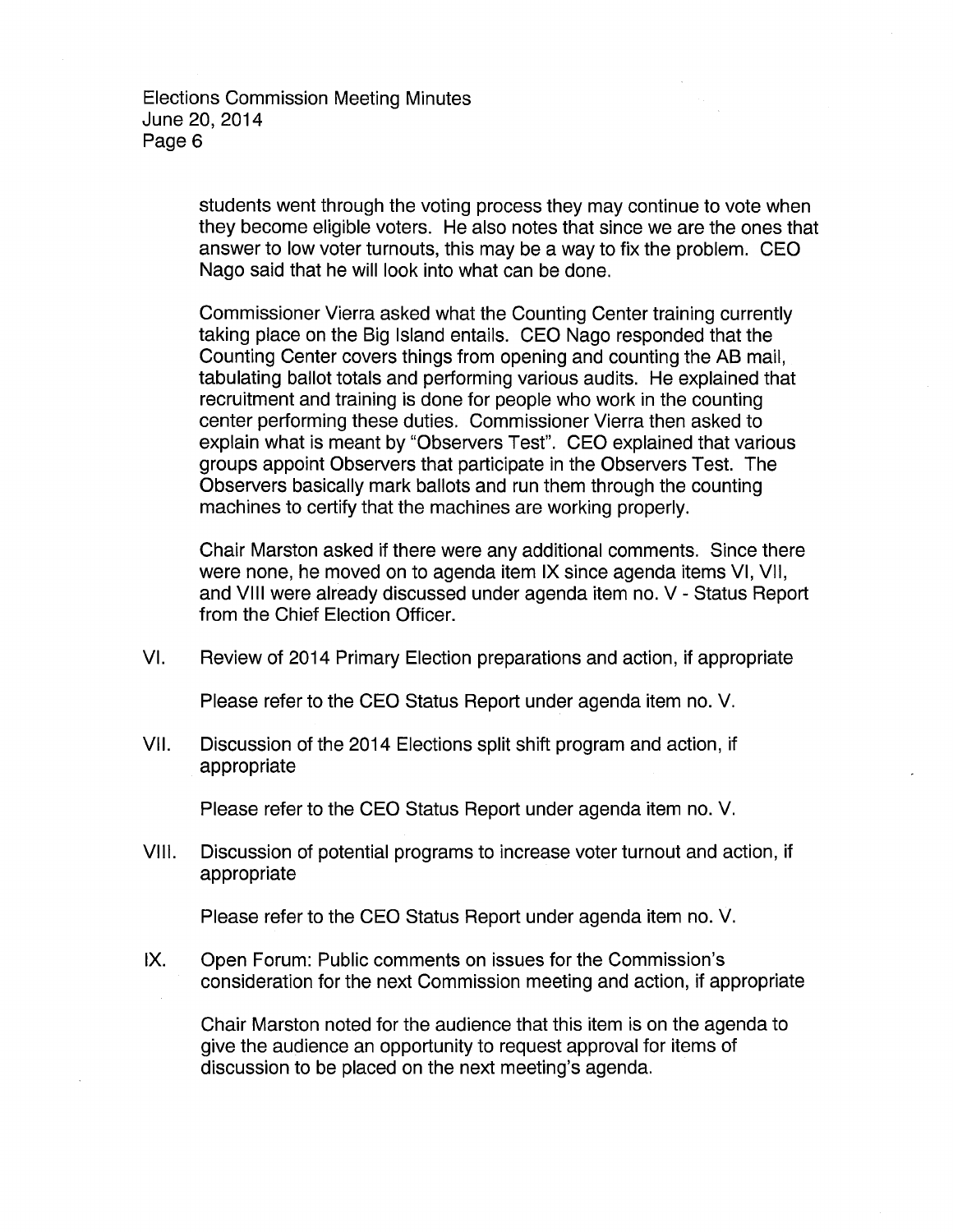students went through the voting process they may continue to vote when they become eligible voters. He also notes that since we are the ones that answer to low voter turnouts, this may be a way to fix the problem. CEO Nago said that he will look into what can be done.

Commissioner Vierra asked what the Counting Center training currently taking place on the Big Island entails. CEO Nago responded that the Counting Center covers things from opening and counting the AB mail, tabulating ballot totals and performing various audits. He explained that recruitment and training is done for people who work in the counting center performing these duties. Commissioner Vierra then asked to explain what is meant by "Observers Test". CEO explained that various groups appoint Observers that participate in the Observers Test. The Observers basically mark ballots and run them through the counting machines to certify that the machines are working properly.

Chair Marston asked if there were any additional comments. Since there were none, he moved on to agenda item IX since agenda items VI, VII, and VIII were already discussed under agenda item no. V - Status Report from the Chief Election Officer.

VI. Review of 2014 Primary Election preparations and action, if appropriate

Please refer to the CEO Status Report under agenda item no. V.

VII. Discussion of the 2014 Elections split shift program and action, if appropriate

Please refer to the CEO Status Report under agenda item no. V.

VIII. Discussion of potential programs to increase voter turnout and action, if appropriate

Please refer to the CEO Status Report under agenda item no. V.

IX. Open Forum: Public comments on issues for the Commission's consideration for the next Commission meeting and action, if appropriate

Chair Marston noted for the audience that this item is on the agenda to give the audience an opportunity to request approval for items of discussion to be placed on the next meeting's agenda.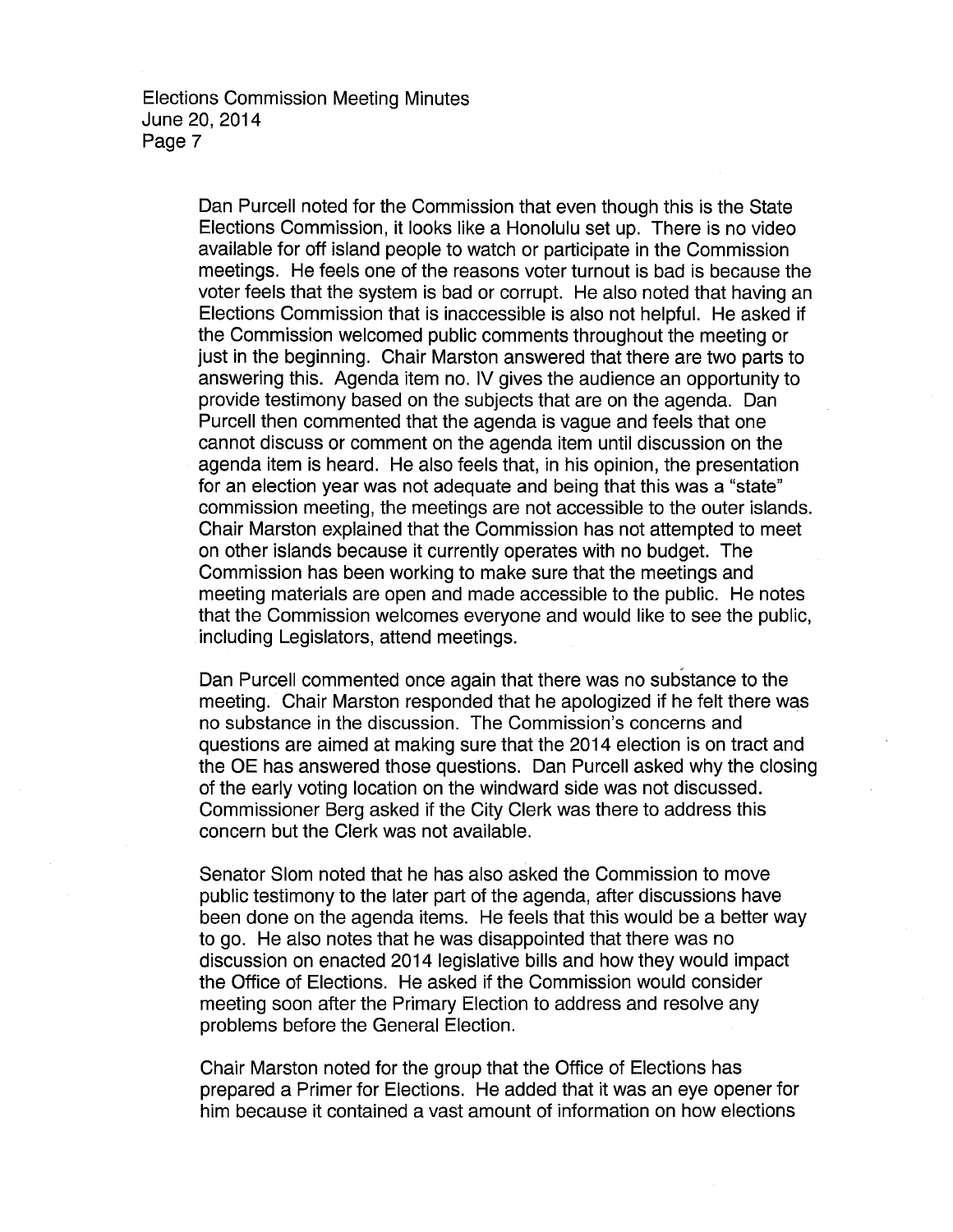Dan Purcell noted for the Commission that even though this is the State Elections Commission, it looks like a Honolulu set up. There is no video available for off island people to watch or participate in the Commission meetings. He feels one of the reasons voter turnout is bad is because the voter feels that the system is bad or corrupt. He also noted that having an Elections Commission that is inaccessible is also not helpful. He asked if the Commission welcomed public comments throughout the meeting or just in the beginning. Chair Marston answered that there are two parts to answering this. Agenda item no. IV gives the audience an opportunity to provide testimony based on the subjects that are on the agenda. Dan Purcell then commented that the agenda is vague and feels that one cannot discuss or comment on the agenda item until discussion on the agenda item is heard. He also feels that, in his opinion, the presentation for an election year was not adequate and being that this was a "state" commission meeting, the meetings are not accessible to the outer islands. Chair Marston explained that the Commission has not attempted to meet on other islands because it currently operates with no budget. The Commission has been working to make sure that the meetings and meeting materials are open and made accessible to the public. He notes that the Commission welcomes everyone and would like to see the public, including Legislators, attend meetings.

Dan Purcell commented once again that there was no substance to the meeting. Chair Marston responded that he apologized if he felt there was no substance in the discussion. The Commission's concerns and questions are aimed at making sure that the 2014 election is on tract and the OE has answered those questions. Dan Purcell asked why the closing of the early voting location on the windward side was not discussed. Commissioner Berg asked if the City Clerk was there to address this concern but the Clerk was not available.

Senator Slom noted that he has also asked the Commission to move public testimony to the later part of the agenda, after discussions have been done on the agenda items. He feels that this would be a better way to go. He also notes that he was disappointed that there was no discussion on enacted 2014 legislative bills and how they would impact the Office of Elections. He asked if the Commission would consider meeting soon after the Primary Election to address and resolve any problems before the General Election.

Chair Marston noted for the group that the Office of Elections has prepared a Primer for Elections. He added that it was an eye opener for him because it contained a vast amount of information on how elections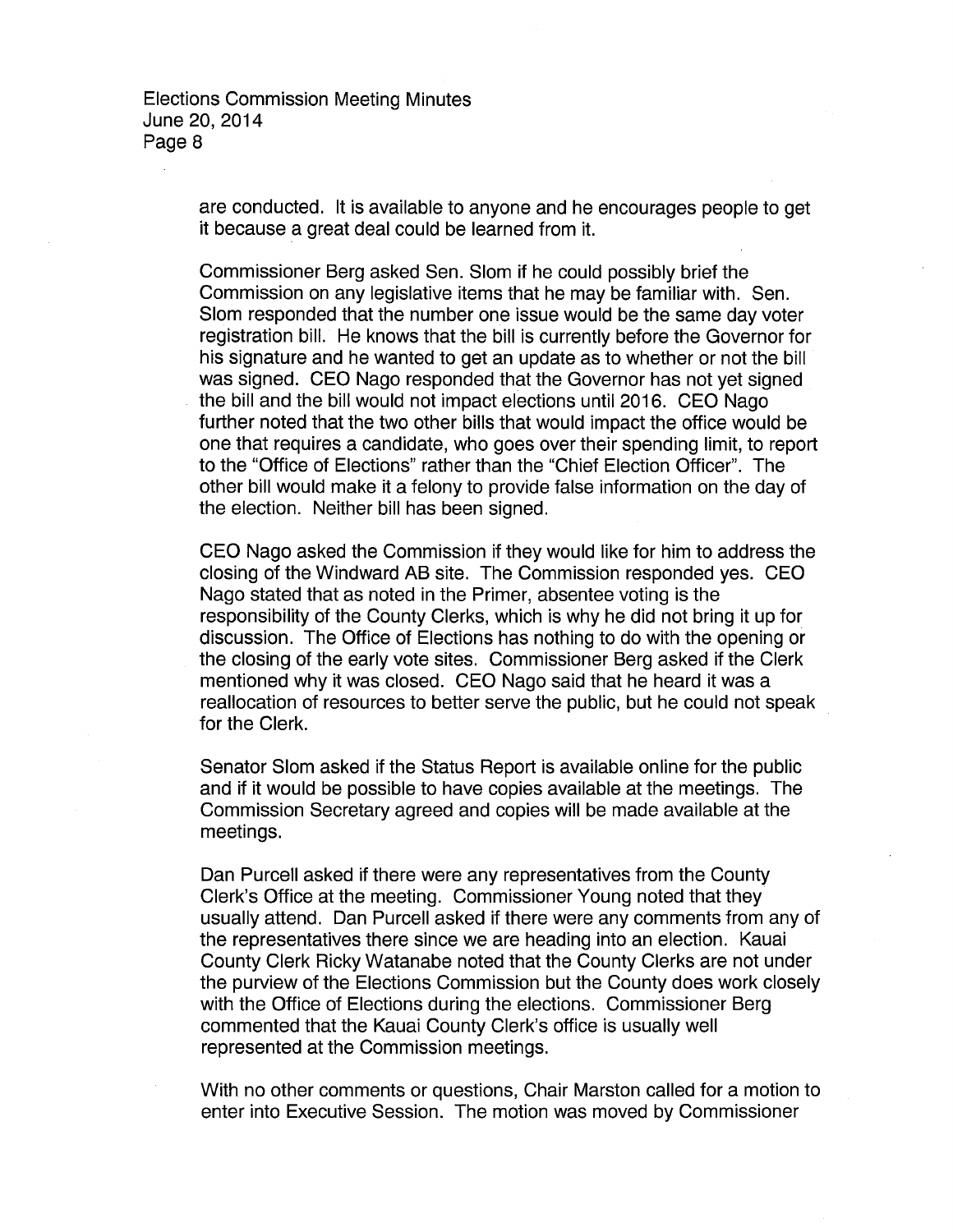are conducted. It is available to anyone and he encourages people to get it because a great deal could be learned from it.

Commissioner Berg asked Sen. Slom if he could possibly brief the Commission on any legislative items that he may be familiar with. Sen. Slom responded that the number one issue would be the same day voter registration bill. He knows that the bill is currently before the Governor for his signature and he wanted to get an update as to whether or not the bill was signed. CEO Nago responded that the Governor has not yet signed the bill and the bill would not impact elections until 2016. CEO Nago further noted that the two other bills that would impact the office would be one that requires a candidate, who goes over their spending limit, to report to the "Office of Elections" rather than the "Chief Election Officer". The other bill would make it a felony to provide false information on the day of the election. Neither bill has been signed.

CEO Nago asked the Commission if they would like for him to address the closing of the Windward AB site. The Commission responded yes. CEO Nago stated that as noted in the Primer, absentee voting is the responsibility of the County Clerks, which is why he did not bring it up for discussion. The Office of Elections has nothing to do with the opening or the closing of the early vote sites. Commissioner Berg asked if the Clerk mentioned why it was closed. CEO Nago said that he heard it was a reallocation of resources to better serve the public, but he could not speak for the Clerk.

Senator Slom asked if the Status Report is available online for the public and if it would be possible to have copies available at the meetings. The Commission Secretary agreed and copies will be made available at the meetings.

Dan Purcell asked if there were any representatives from the County Clerk's Office at the meeting. Commissioner Young noted that they usually attend. Dan Purcell asked if there were any comments from any of the representatives there since we are heading into an election. Kauai County Clerk Ricky Watanabe noted that the County Clerks are not under the purview of the Elections Commission but the County does work closely with the Office of Elections during the elections. Commissioner Berg commented that the Kauai County Clerk's office is usually well represented at the Commission meetings.

With no other comments or questions, Chair Marston called for a motion to enter into Executive Session. The motion was moved by Commissioner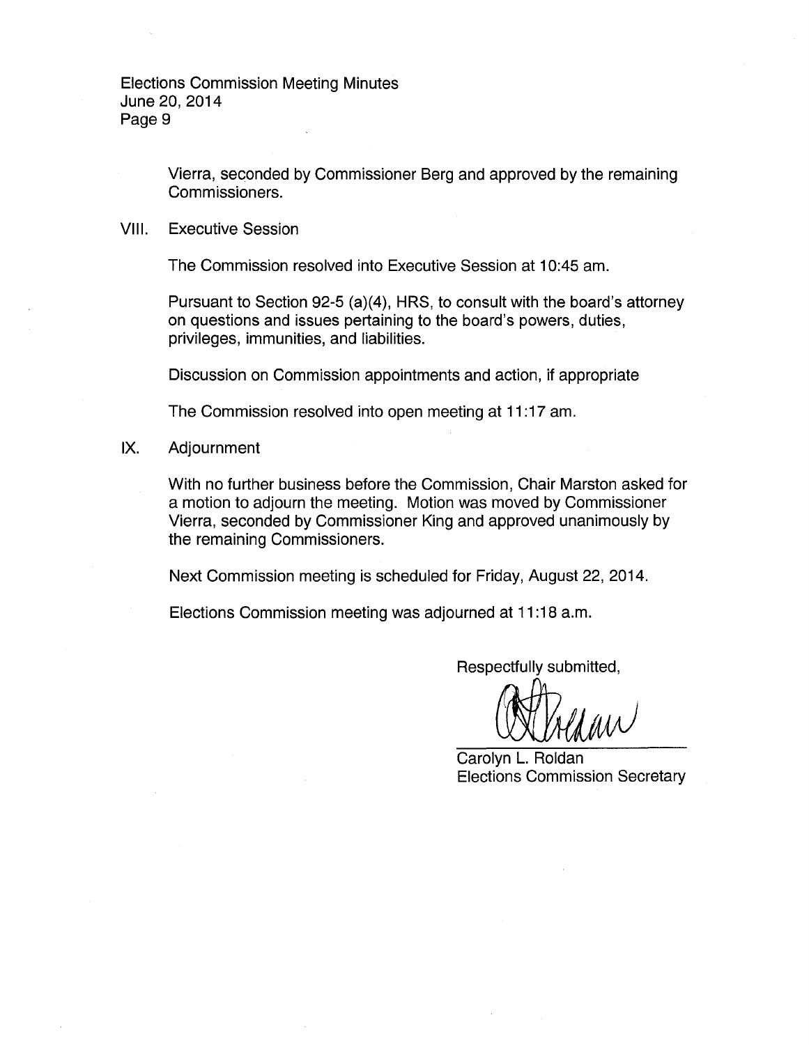Vierra, seconded by Commissioner Berg and approved by the remaining Commissioners.

VIII. Executive Session

The Commission resolved into Executive Session at 10:45 am.

Pursuant to Section 92-5 (a)(4), HRS, to consult with the board's attorney on questions and issues pertaining to the board's powers, duties, privileges, immunities, and liabilities.

Discussion on Commission appointments and action, if appropriate

The Commission resolved into open meeting at 11:17 am.

IX. Adjournment

With no further business before the Commission, Chair Marston asked for a motion to adjourn the meeting. Motion was moved by Commissioner Vierra, seconded by Commissioner King and approved unanimously by the remaining Commissioners.

Next Commission meeting is scheduled for Friday, August 22, 2014.

Elections Commission meeting was adjourned at 11:18 a.m.

Respectfully submitted,

Carolyn L. Roldan
Elections Commission Secretary